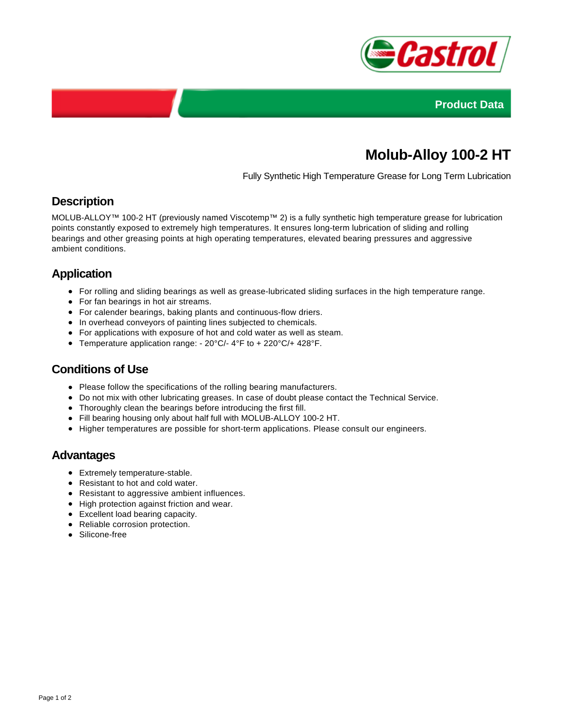Product Data

# Molub-Alloy 100-2 HT

Fully Synthetic High Temperature Grease for Long Term Lubrication

## Description

MOLUB-ALLOY™ 100-2 HT (previously named Viscotemp™ 2) is a fully synthetic high temperature grease for lubrication points constantly exposed to extremely high temperatures. It ensures long-term lubrication of sliding and rolling bearings and other greasing points at high operating temperatures, elevated bearing pressures and aggressive ambient conditions.

## Application

- For rolling and sliding bearings as well as grease-lubricated sliding surfaces in the high temperature range.
- For fan bearings in hot air streams.
- For calender bearings, baking plants and continuous-flow driers.
- In overhead conveyors of painting lines subjected to chemicals.
- For applications with exposure of hot and cold water as well as steam.
- Temperature application range: - 20°C/- 4°F to + 220°C/+ 428°F.

## Conditions of Use

- Please follow the specifications of the rolling bearing manufacturers.
- Do not mix with other lubricating greases. In case of doubt please contact the Technical Service.
- Thoroughly clean the bearings before introducing the first fill.
- Fill bearing housing only about half full with MOLUB-ALLOY 100-2 HT.
- Higher temperatures are possible for short-term applications. Please consult our engineers.

## Advantages

- Extremely temperature-stable.
- Resistant to hot and cold water.
- Resistant to aggressive ambient influences.
- High protection against friction and wear.
- Excellent load bearing capacity.
- Reliable corrosion protection.
- Silicone-free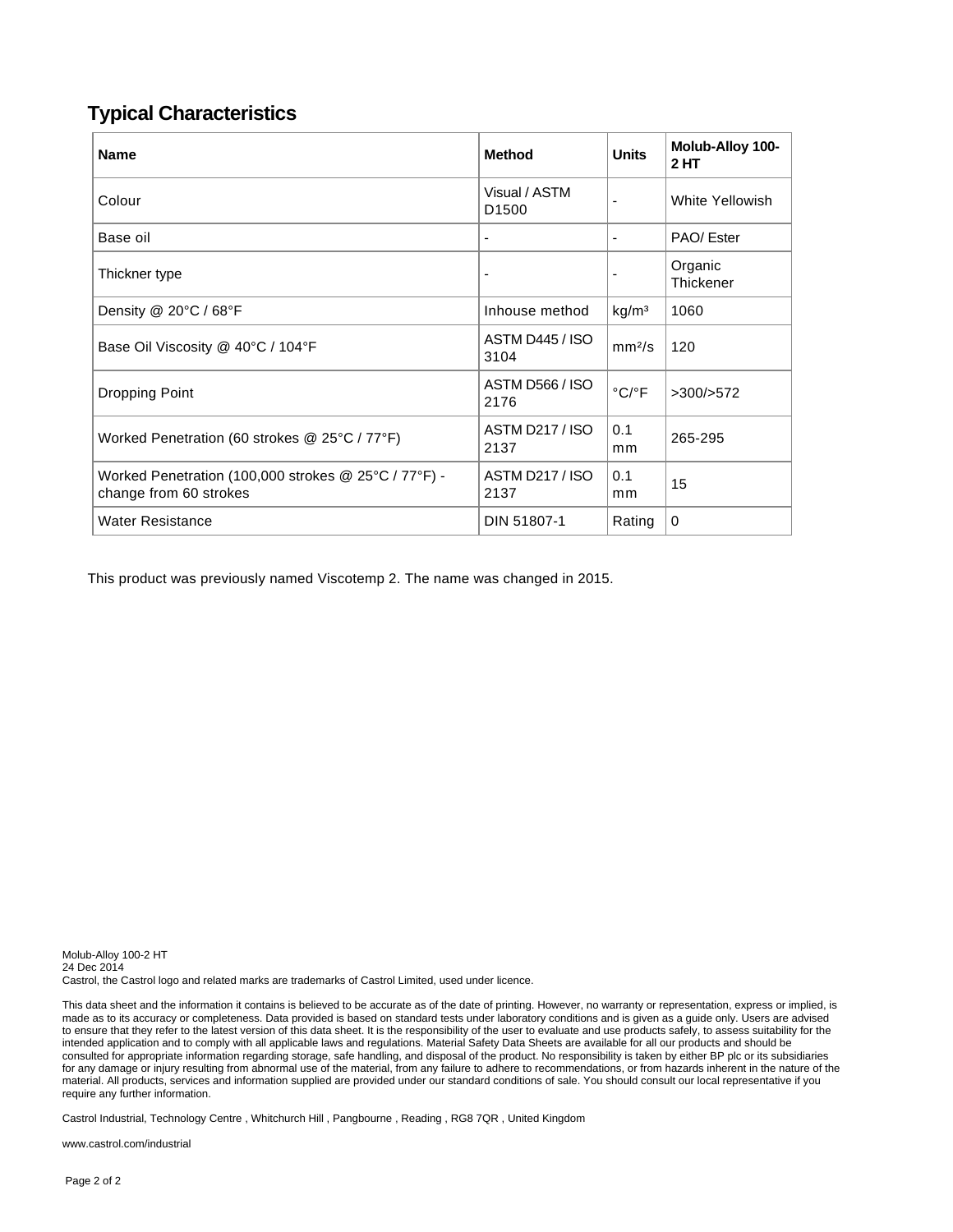## Typical Characteristics

| Name | Method | Units | Molub-Alloy 100-2 HT |
|---|---|---|---|
| Colour | Visual / ASTM D1500 | - | White Yellowish |
| Base oil | - | - | PAO/ Ester |
| Thickner type | - | - | Organic Thickener |
| Density @ 20°C / 68°F | Inhouse method | kg/m³ | 1060 |
| Base Oil Viscosity @ 40°C / 104°F | ASTM D445 / ISO 3104 | mm²/s | 120 |
| Dropping Point | ASTM D566 / ISO 2176 | °C/°F | >300/>572 |
| Worked Penetration (60 strokes @ 25°C / 77°F) | ASTM D217 / ISO 2137 | 0.1 mm | 265-295 |
| Worked Penetration (100,000 strokes @ 25°C / 77°F) - change from 60 strokes | ASTM D217 / ISO 2137 | 0.1 mm | 15 |
| Water Resistance | DIN 51807-1 | Rating | 0 |

This product was previously named Viscotemp 2. The name was changed in 2015.

Molub-Alloy 100-2 HT
24 Dec 2014
Castrol, the Castrol logo and related marks are trademarks of Castrol Limited, used under licence.

This data sheet and the information it contains is believed to be accurate as of the date of printing. However, no warranty or representation, express or implied, is made as to its accuracy or completeness. Data provided is based on standard tests under laboratory conditions and is given as a guide only. Users are advised to ensure that they refer to the latest version of this data sheet. It is the responsibility of the user to evaluate and use products safely, to assess suitability for the intended application and to comply with all applicable laws and regulations. Material Safety Data Sheets are available for all our products and should be consulted for appropriate information regarding storage, safe handling, and disposal of the product. No responsibility is taken by either BP plc or its subsidiaries for any damage or injury resulting from abnormal use of the material, from any failure to adhere to recommendations, or from hazards inherent in the nature of the material. All products, services and information supplied are provided under our standard conditions of sale. You should consult our local representative if you require any further information.

Castrol Industrial, Technology Centre , Whitchurch Hill , Pangbourne , Reading , RG8 7QR , United Kingdom

www.castrol.com/industrial